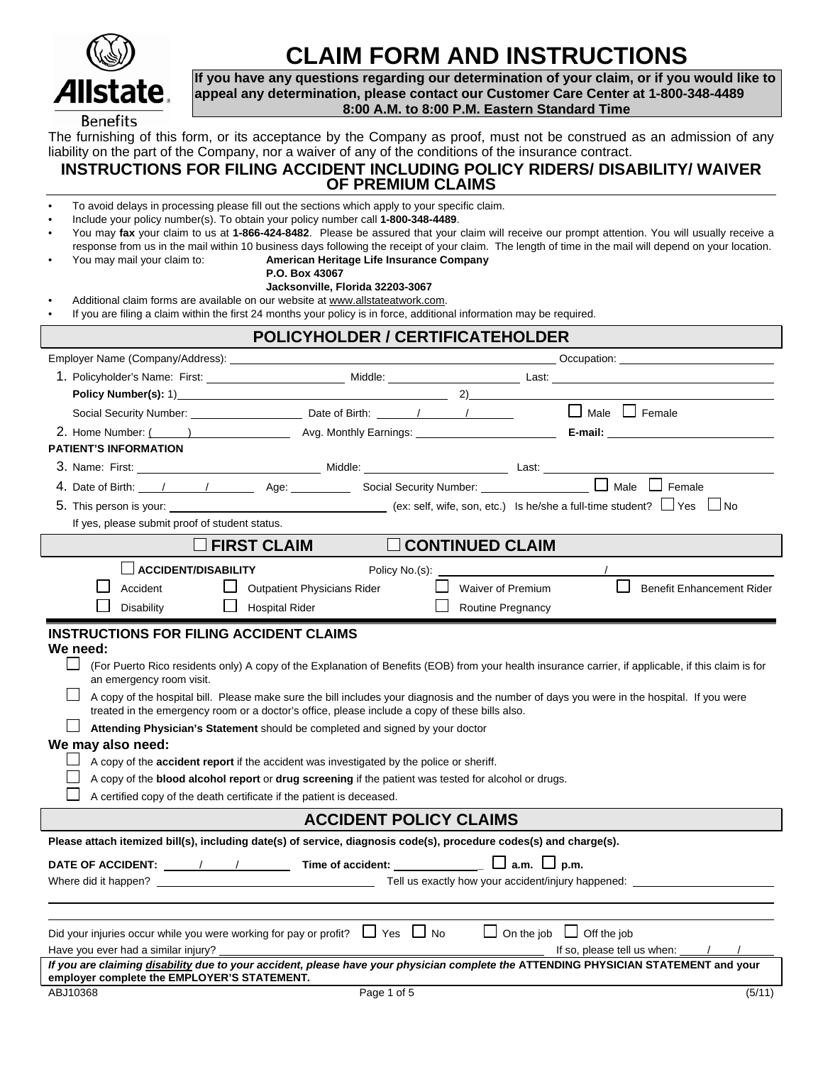Allstate Benefits

# CLAIM FORM AND INSTRUCTIONS

**If you have any questions regarding our determination of your claim, or if you would like to appeal any determination, please contact our Customer Care Center at 1-800-348-4489 8:00 A.M. to 8:00 P.M. Eastern Standard Time**

The furnishing of this form, or its acceptance by the Company as proof, must not be construed as an admission of any liability on the part of the Company, nor a waiver of any of the conditions of the insurance contract.

## INSTRUCTIONS FOR FILING ACCIDENT INCLUDING POLICY RIDERS/ DISABILITY/ WAIVER OF PREMIUM CLAIMS

- To avoid delays in processing please fill out the sections which apply to your specific claim.
- Include your policy number(s). To obtain your policy number call **1-800-348-4489**.
- You may **fax** your claim to us at **1-866-424-8482**. Please be assured that your claim will receive our prompt attention. You will usually receive a response from us in the mail within 10 business days following the receipt of your claim. The length of time in the mail will depend on your location.
- You may mail your claim to: **American Heritage Life Insurance Company P.O. Box 43067 Jacksonville, Florida 32203-3067**
- Additional claim forms are available on our website at www.allstateatwork.com.
- If you are filing a claim within the first 24 months your policy is in force, additional information may be required.

## POLICYHOLDER / CERTIFICATEHOLDER

Employer Name (Company/Address): ____________________ Occupation: ____________

1. Policyholder's Name: First: ____________ Middle: ____________ Last: ____________

**Policy Number(s):** 1)____________ 2)____________

Social Security Number: ____________ Date of Birth: ____/____/____ ☐ Male ☐ Female

2. Home Number: (____) ____________ Avg. Monthly Earnings: ____________ **E-mail:** ____________

**PATIENT'S INFORMATION**

3. Name: First: ____________ Middle: ____________ Last: ____________

4. Date of Birth: ____/____/____ Age: ______ Social Security Number: ____________ ☐ Male ☐ Female

5. This person is your: ____________ (ex: self, wife, son, etc.) Is he/she a full-time student? ☐ Yes ☐ No

If yes, please submit proof of student status.

## ☐ FIRST CLAIM ☐ CONTINUED CLAIM

☐ **ACCIDENT/DISABILITY** Policy No.(s): ____________ / ____________

☐ Accident ☐ Outpatient Physicians Rider ☐ Waiver of Premium ☐ Benefit Enhancement Rider

☐ Disability ☐ Hospital Rider ☐ Routine Pregnancy

### INSTRUCTIONS FOR FILING ACCIDENT CLAIMS

**We need:**

- ☐ (For Puerto Rico residents only) A copy of the Explanation of Benefits (EOB) from your health insurance carrier, if applicable, if this claim is for an emergency room visit.
- ☐ A copy of the hospital bill. Please make sure the bill includes your diagnosis and the number of days you were in the hospital. If you were treated in the emergency room or a doctor's office, please include a copy of these bills also.
- ☐ **Attending Physician's Statement** should be completed and signed by your doctor

**We may also need:**

- ☐ A copy of the **accident report** if the accident was investigated by the police or sheriff.
- ☐ A copy of the **blood alcohol report** or **drug screening** if the patient was tested for alcohol or drugs.
- ☐ A certified copy of the death certificate if the patient is deceased.

## ACCIDENT POLICY CLAIMS

**Please attach itemized bill(s), including date(s) of service, diagnosis code(s), procedure codes(s) and charge(s).**

**DATE OF ACCIDENT:** ____/____/____ **Time of accident:** ____________ ☐ **a.m.** ☐ **p.m.**

Where did it happen? ____________ Tell us exactly how your accident/injury happened: ____________

Did your injuries occur while you were working for pay or profit? ☐ Yes ☐ No ☐ On the job ☐ Off the job

Have you ever had a similar injury? ____________ If so, please tell us when: ____/____/____

***If you are claiming disability due to your accident, please have your physician complete the ATTENDING PHYSICIAN STATEMENT and your employer complete the EMPLOYER'S STATEMENT.***

ABJ10368 (5/11)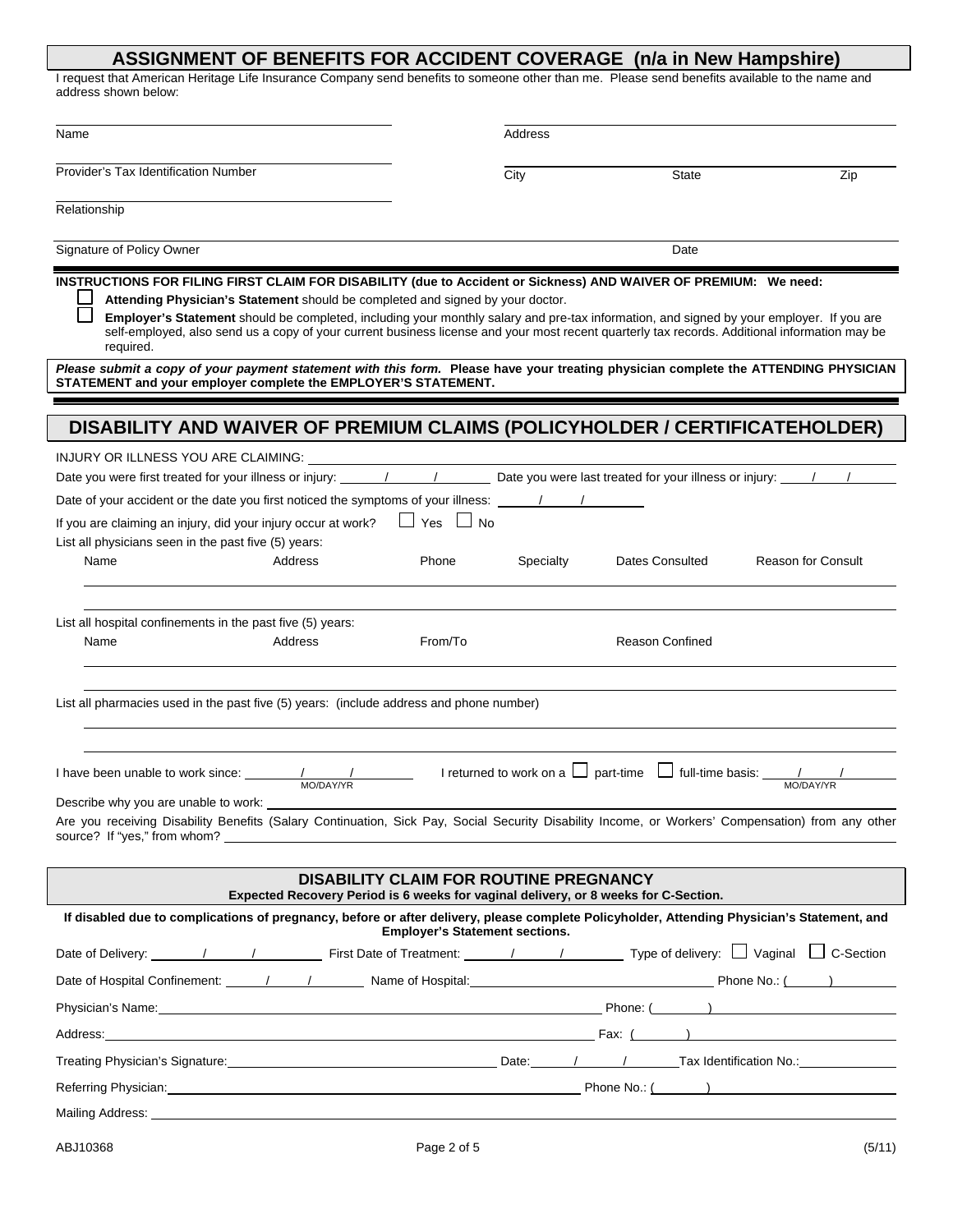## ASSIGNMENT OF BENEFITS FOR ACCIDENT COVERAGE (n/a in New Hampshire)

I request that American Heritage Life Insurance Company send benefits to someone other than me. Please send benefits available to the name and address shown below:

Name ______________________ Address ______________________

Provider's Tax Identification Number ______________________ City ______________ State ______________ Zip ______________

Relationship ______________________

Signature of Policy Owner ______________________ Date ______________

**INSTRUCTIONS FOR FILING FIRST CLAIM FOR DISABILITY (due to Accident or Sickness) AND WAIVER OF PREMIUM: We need:**

- ☐ **Attending Physician's Statement** should be completed and signed by your doctor.
- ☐ **Employer's Statement** should be completed, including your monthly salary and pre-tax information, and signed by your employer. If you are self-employed, also send us a copy of your current business license and your most recent quarterly tax records. Additional information may be required.

***Please submit a copy of your payment statement with this form.*** **Please have your treating physician complete the ATTENDING PHYSICIAN STATEMENT and your employer complete the EMPLOYER'S STATEMENT.**

## DISABILITY AND WAIVER OF PREMIUM CLAIMS (POLICYHOLDER / CERTIFICATEHOLDER)

INJURY OR ILLNESS YOU ARE CLAIMING: ______________________

Date you were first treated for your illness or injury: ____/____/____ Date you were last treated for your illness or injury: ____/____/____

Date of your accident or the date you first noticed the symptoms of your illness: ____/____/____

If you are claiming an injury, did your injury occur at work? ☐ Yes ☐ No

List all physicians seen in the past five (5) years:

| Name | Address | Phone | Specialty | Dates Consulted | Reason for Consult |
|---|---|---|---|---|---|
| | | | | | |
| | | | | | |

List all hospital confinements in the past five (5) years:

| Name | Address | From/To | Reason Confined |
|---|---|---|---|
| | | | |
| | | | |

List all pharmacies used in the past five (5) years: (include address and phone number)

______________________

______________________

I have been unable to work since: ____/____/____ (MO/DAY/YR) I returned to work on a ☐ part-time ☐ full-time basis: ____/____/____ (MO/DAY/YR)

Describe why you are unable to work: ______________________

Are you receiving Disability Benefits (Salary Continuation, Sick Pay, Social Security Disability Income, or Workers' Compensation) from any other source? If "yes," from whom? ______________________

### DISABILITY CLAIM FOR ROUTINE PREGNANCY

**Expected Recovery Period is 6 weeks for vaginal delivery, or 8 weeks for C-Section.**

**If disabled due to complications of pregnancy, before or after delivery, please complete Policyholder, Attending Physician's Statement, and Employer's Statement sections.**

Date of Delivery: ____/____/____ First Date of Treatment: ____/____/____ Type of delivery: ☐ Vaginal ☐ C-Section

Date of Hospital Confinement: ____/____/____ Name of Hospital: ______________________ Phone No.: (____) ______________

Physician's Name: ______________________ Phone: (____) ______________

Address: ______________________ Fax: (____) ______________

Treating Physician's Signature: ______________________ Date: ____/____/____ Tax Identification No.: ______________

Referring Physician: ______________________ Phone No.: (____) ______________

Mailing Address: ______________________

ABJ10368 (5/11)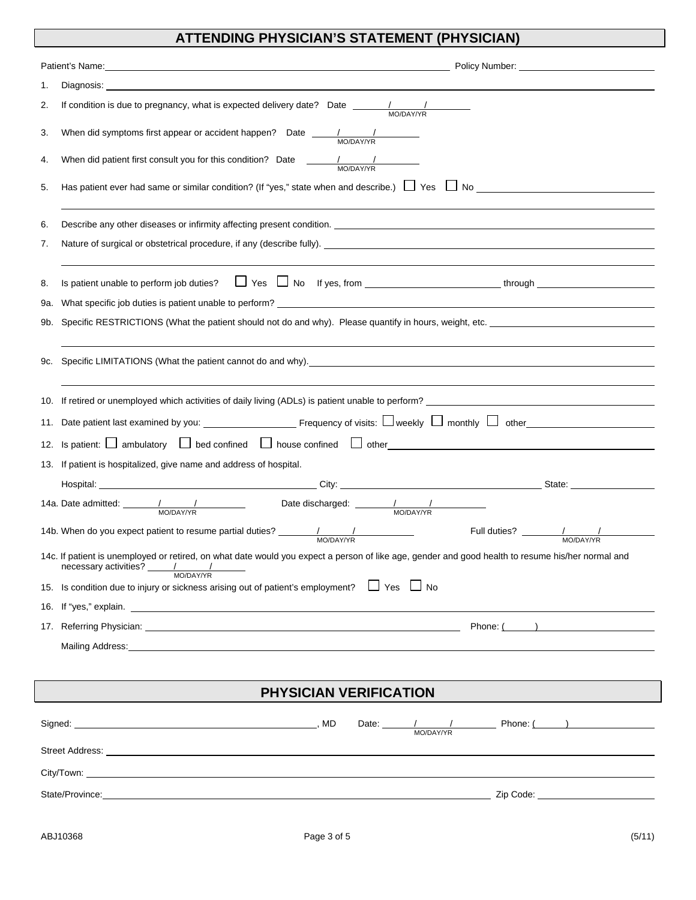## ATTENDING PHYSICIAN'S STATEMENT (PHYSICIAN)

Patient's Name: ______________________________ Policy Number: ______________________

1. Diagnosis: ______________________________
2. If condition is due to pregnancy, what is expected delivery date? Date ____/____/____ (MO/DAY/YR)
3. When did symptoms first appear or accident happen? Date ____/____/____ (MO/DAY/YR)
4. When did patient first consult you for this condition? Date ____/____/____ (MO/DAY/YR)
5. Has patient ever had same or similar condition? (If "yes," state when and describe.) ☐ Yes ☐ No ______________________________
6. Describe any other diseases or infirmity affecting present condition. ______________________________
7. Nature of surgical or obstetrical procedure, if any (describe fully). ______________________________
8. Is patient unable to perform job duties? ☐ Yes ☐ No If yes, from ______________ through ______________

9a. What specific job duties is patient unable to perform? ______________________________

9b. Specific RESTRICTIONS (What the patient should not do and why). Please quantify in hours, weight, etc. ______________________________

9c. Specific LIMITATIONS (What the patient cannot do and why). ______________________________

10. If retired or unemployed which activities of daily living (ADLs) is patient unable to perform? ______________________________
11. Date patient last examined by you: ______________ Frequency of visits: ☐ weekly ☐ monthly ☐ other ______________
12. Is patient: ☐ ambulatory ☐ bed confined ☐ house confined ☐ other ______________
13. If patient is hospitalized, give name and address of hospital.

Hospital: ______________ City: ______________ State: ______________

14a. Date admitted: ____/____/____ (MO/DAY/YR) Date discharged: ____/____/____ (MO/DAY/YR)

14b. When do you expect patient to resume partial duties? ____/____/____ (MO/DAY/YR) Full duties? ____/____/____ (MO/DAY/YR)

14c. If patient is unemployed or retired, on what date would you expect a person of like age, gender and good health to resume his/her normal and necessary activities? ____/____/____ (MO/DAY/YR)

15. Is condition due to injury or sickness arising out of patient's employment? ☐ Yes ☐ No
16. If "yes," explain. ______________________________
17. Referring Physician: ______________________________ Phone: (      ) ______________

Mailing Address: ______________________________

## PHYSICIAN VERIFICATION

Signed: ______________________________, MD Date: ____/____/____ (MO/DAY/YR) Phone: (      ) ______________

Street Address: ______________________________

City/Town: ______________________________

State/Province: ______________________________ Zip Code: ______________

ABJ10368 (5/11)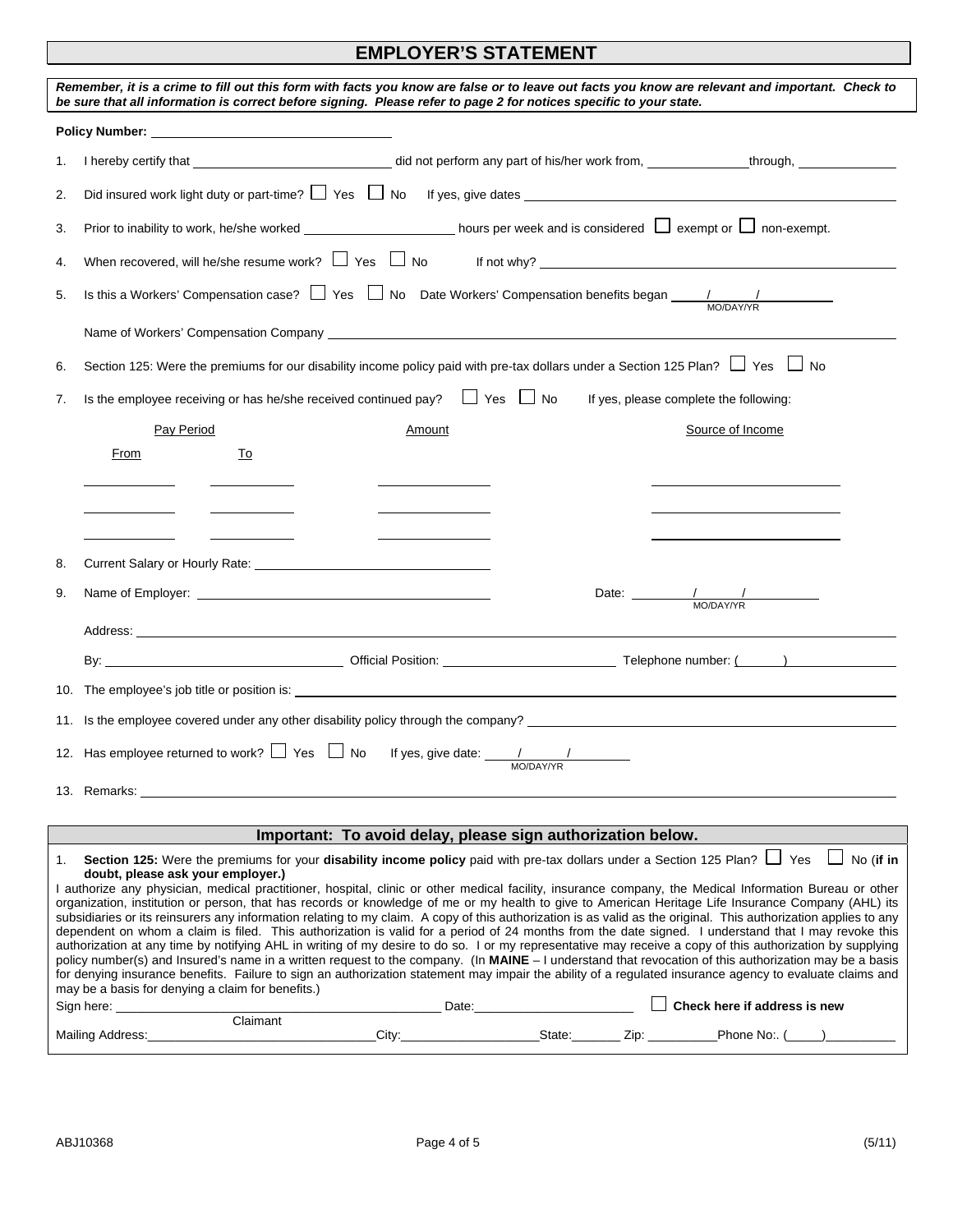# EMPLOYER'S STATEMENT

***Remember, it is a crime to fill out this form with facts you know are false or to leave out facts you know are relevant and important. Check to be sure that all information is correct before signing. Please refer to page 2 for notices specific to your state.***

**Policy Number:** ______________________

1. I hereby certify that ______________________ did not perform any part of his/her work from, ____________ through, ____________
2. Did insured work light duty or part-time? ☐ Yes ☐ No If yes, give dates ______________________
3. Prior to inability to work, he/she worked ______________ hours per week and is considered ☐ exempt or ☐ non-exempt.
4. When recovered, will he/she resume work? ☐ Yes ☐ No If not why? ______________________
5. Is this a Workers' Compensation case? ☐ Yes ☐ No Date Workers' Compensation benefits began ____/____/____ (MO/DAY/YR)

   Name of Workers' Compensation Company ______________________
6. Section 125: Were the premiums for our disability income policy paid with pre-tax dollars under a Section 125 Plan? ☐ Yes ☐ No
7. Is the employee receiving or has he/she received continued pay? ☐ Yes ☐ No If yes, please complete the following:

| Pay Period | | Amount | Source of Income |
|---|---|---|---|
| From | To | | |
| | | | |
| | | | |
| | | | |

8. Current Salary or Hourly Rate: ______________________
9. Name of Employer: ______________________ Date: ____/____/____ (MO/DAY/YR)

   Address: ______________________

   By: ______________________ Official Position: ______________________ Telephone number: (____) ____________
10. The employee's job title or position is: ______________________
11. Is the employee covered under any other disability policy through the company? ______________________
12. Has employee returned to work? ☐ Yes ☐ No If yes, give date: ____/____/____ (MO/DAY/YR)
13. Remarks: ______________________

## Important: To avoid delay, please sign authorization below.

1. **Section 125:** Were the premiums for your **disability income policy** paid with pre-tax dollars under a Section 125 Plan? ☐ Yes ☐ No (**if in doubt, please ask your employer.)**

I authorize any physician, medical practitioner, hospital, clinic or other medical facility, insurance company, the Medical Information Bureau or other organization, institution or person, that has records or knowledge of me or my health to give to American Heritage Life Insurance Company (AHL) its subsidiaries or its reinsurers any information relating to my claim. A copy of this authorization is as valid as the original. This authorization applies to any dependent on whom a claim is filed. This authorization is valid for a period of 24 months from the date signed. I understand that I may revoke this authorization at any time by notifying AHL in writing of my desire to do so. I or my representative may receive a copy of this authorization by supplying policy number(s) and Insured's name in a written request to the company. (In **MAINE** – I understand that revocation of this authorization may be a basis for denying insurance benefits. Failure to sign an authorization statement may impair the ability of a regulated insurance agency to evaluate claims and may be a basis for denying a claim for benefits.)

Sign here: ______________________ (Claimant) Date: ______________ ☐ **Check here if address is new**

Mailing Address: ______________________ City: ______________ State: ______ Zip: ________ Phone No:. (____) ____________

ABJ10368 (5/11)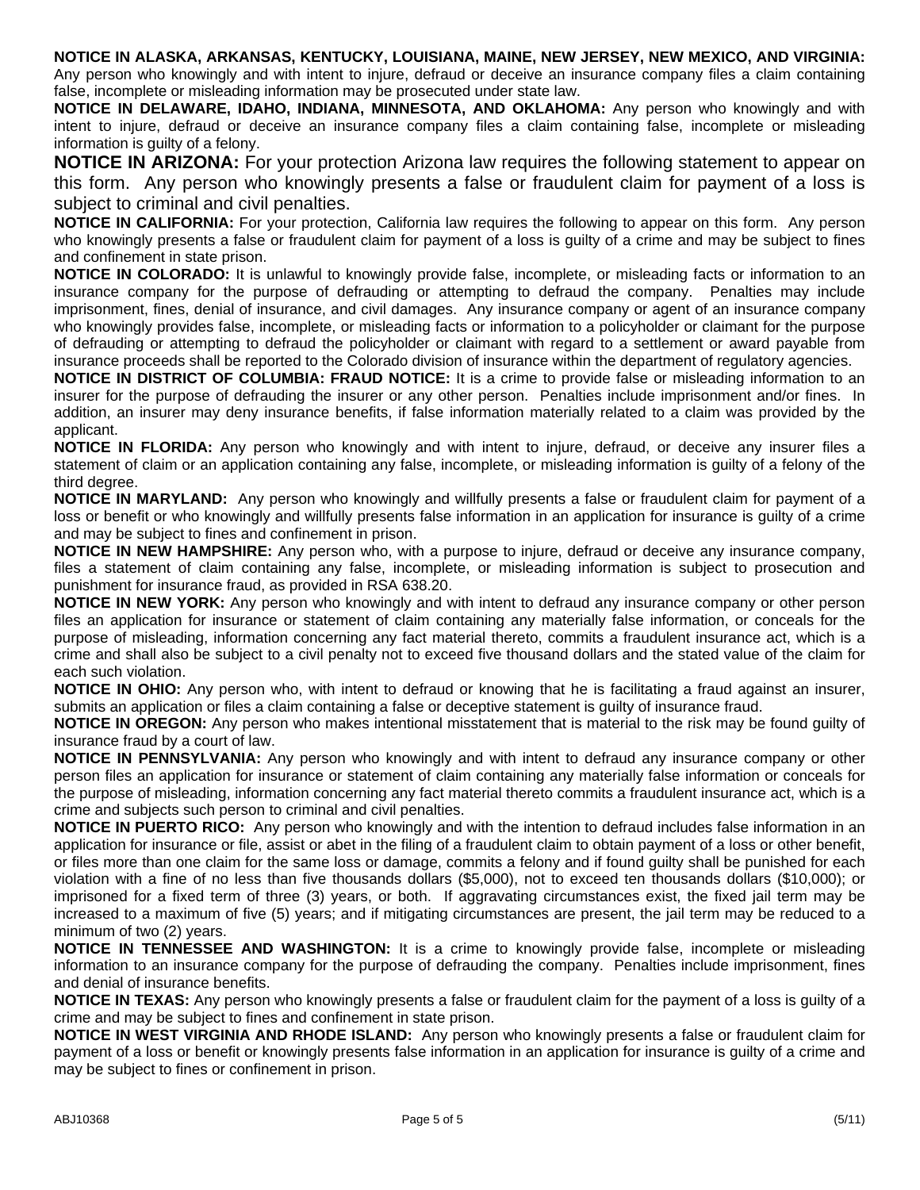**NOTICE IN ALASKA, ARKANSAS, KENTUCKY, LOUISIANA, MAINE, NEW JERSEY, NEW MEXICO, AND VIRGINIA:** Any person who knowingly and with intent to injure, defraud or deceive an insurance company files a claim containing false, incomplete or misleading information may be prosecuted under state law.

**NOTICE IN DELAWARE, IDAHO, INDIANA, MINNESOTA, AND OKLAHOMA:** Any person who knowingly and with intent to injure, defraud or deceive an insurance company files a claim containing false, incomplete or misleading information is guilty of a felony.

**NOTICE IN ARIZONA:** For your protection Arizona law requires the following statement to appear on this form. Any person who knowingly presents a false or fraudulent claim for payment of a loss is subject to criminal and civil penalties.

**NOTICE IN CALIFORNIA:** For your protection, California law requires the following to appear on this form. Any person who knowingly presents a false or fraudulent claim for payment of a loss is guilty of a crime and may be subject to fines and confinement in state prison.

**NOTICE IN COLORADO:** It is unlawful to knowingly provide false, incomplete, or misleading facts or information to an insurance company for the purpose of defrauding or attempting to defraud the company. Penalties may include imprisonment, fines, denial of insurance, and civil damages. Any insurance company or agent of an insurance company who knowingly provides false, incomplete, or misleading facts or information to a policyholder or claimant for the purpose of defrauding or attempting to defraud the policyholder or claimant with regard to a settlement or award payable from insurance proceeds shall be reported to the Colorado division of insurance within the department of regulatory agencies.

**NOTICE IN DISTRICT OF COLUMBIA: FRAUD NOTICE:** It is a crime to provide false or misleading information to an insurer for the purpose of defrauding the insurer or any other person. Penalties include imprisonment and/or fines. In addition, an insurer may deny insurance benefits, if false information materially related to a claim was provided by the applicant.

**NOTICE IN FLORIDA:** Any person who knowingly and with intent to injure, defraud, or deceive any insurer files a statement of claim or an application containing any false, incomplete, or misleading information is guilty of a felony of the third degree.

**NOTICE IN MARYLAND:** Any person who knowingly and willfully presents a false or fraudulent claim for payment of a loss or benefit or who knowingly and willfully presents false information in an application for insurance is guilty of a crime and may be subject to fines and confinement in prison.

**NOTICE IN NEW HAMPSHIRE:** Any person who, with a purpose to injure, defraud or deceive any insurance company, files a statement of claim containing any false, incomplete, or misleading information is subject to prosecution and punishment for insurance fraud, as provided in RSA 638.20.

**NOTICE IN NEW YORK:** Any person who knowingly and with intent to defraud any insurance company or other person files an application for insurance or statement of claim containing any materially false information, or conceals for the purpose of misleading, information concerning any fact material thereto, commits a fraudulent insurance act, which is a crime and shall also be subject to a civil penalty not to exceed five thousand dollars and the stated value of the claim for each such violation.

**NOTICE IN OHIO:** Any person who, with intent to defraud or knowing that he is facilitating a fraud against an insurer, submits an application or files a claim containing a false or deceptive statement is guilty of insurance fraud.

**NOTICE IN OREGON:** Any person who makes intentional misstatement that is material to the risk may be found guilty of insurance fraud by a court of law.

**NOTICE IN PENNSYLVANIA:** Any person who knowingly and with intent to defraud any insurance company or other person files an application for insurance or statement of claim containing any materially false information or conceals for the purpose of misleading, information concerning any fact material thereto commits a fraudulent insurance act, which is a crime and subjects such person to criminal and civil penalties.

**NOTICE IN PUERTO RICO:** Any person who knowingly and with the intention to defraud includes false information in an application for insurance or file, assist or abet in the filing of a fraudulent claim to obtain payment of a loss or other benefit, or files more than one claim for the same loss or damage, commits a felony and if found guilty shall be punished for each violation with a fine of no less than five thousands dollars ($5,000), not to exceed ten thousands dollars ($10,000); or imprisoned for a fixed term of three (3) years, or both. If aggravating circumstances exist, the fixed jail term may be increased to a maximum of five (5) years; and if mitigating circumstances are present, the jail term may be reduced to a minimum of two (2) years.

**NOTICE IN TENNESSEE AND WASHINGTON:** It is a crime to knowingly provide false, incomplete or misleading information to an insurance company for the purpose of defrauding the company. Penalties include imprisonment, fines and denial of insurance benefits.

**NOTICE IN TEXAS:** Any person who knowingly presents a false or fraudulent claim for the payment of a loss is guilty of a crime and may be subject to fines and confinement in state prison.

**NOTICE IN WEST VIRGINIA AND RHODE ISLAND:** Any person who knowingly presents a false or fraudulent claim for payment of a loss or benefit or knowingly presents false information in an application for insurance is guilty of a crime and may be subject to fines or confinement in prison.

ABJ10368 (5/11)